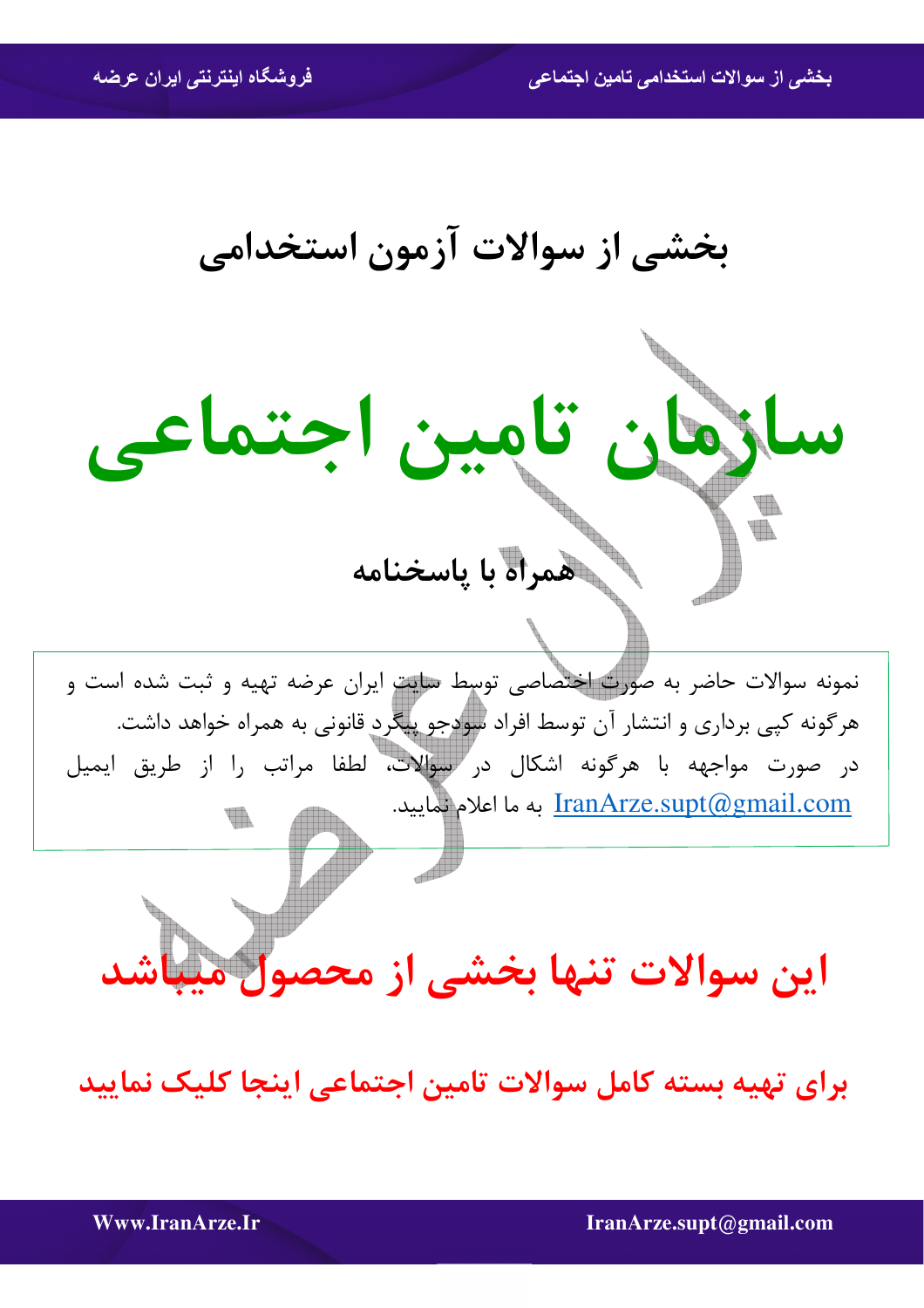# بخشی از سوالات آزمون استخدامی

# سازمان تامین اجتماعی

## همراه با پاسخنامه

نمونه سوالات حاضر به صورت اختصاصی توسط سایت ایران عرضه تهیه و ثبت شده است و هرگونه کپی برداری و انتشار آن توسط افراد سودجو پیگرد قانونی به همراه خواهد داشت.

در صورت مواجهه با هرگونه اشکال در سوالات، لطفا مراتب را از طریق ایمیل IranArze.supt@gmail.com به ما اعلام نمایید.

## این سوالات تنها بخشی از محصول میباشد

### برای تهیه بسته کامل سوالات تامین اجتماعی اینجا کلیک نمایید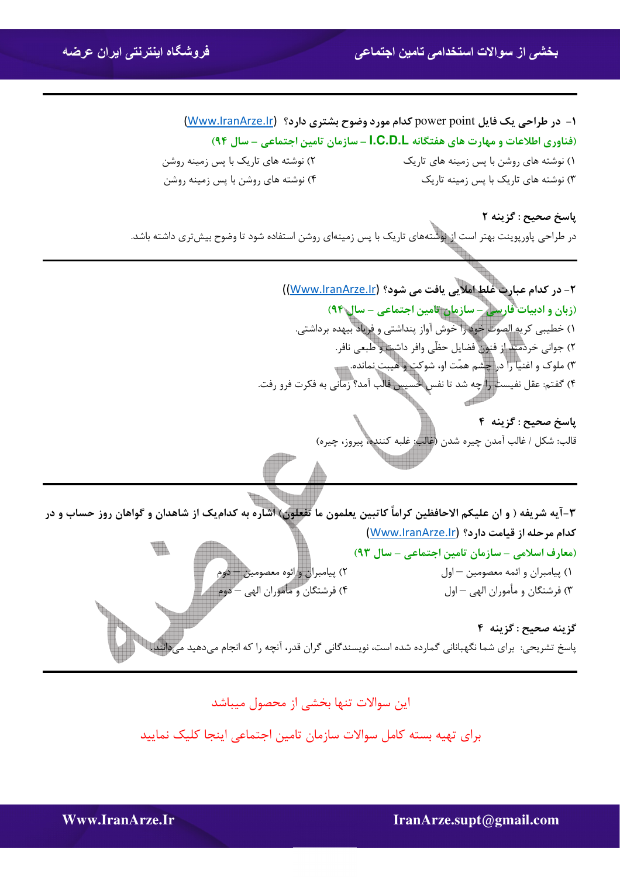۱- در طراحی یک فایل power point کدام مورد وضوح بشتری دارد؟ (Www.IranArze.Ir)

**(فناوری اطلاعات و مهارت های هفتگانه I.C.D.L – سازمان تامین اجتماعی – سال ۹۴)**

۱) نوشته های روشن با پس زمینه های تاریک

۲) نوشته های تاریک با پس زمینه روشن

۳) نوشته های تاریک با پس زمینه تاریک

۴) نوشته های روشن با پس زمینه روشن

**پاسخ صحیح : گزینه ۲**

در طراحی پاورپوینت بهتر است از نوشته‌های تاریک با پس زمینه‌ای روشن استفاده شود تا وضوح بیش‌تری داشته باشد.

---

۲- در کدام عبارت غلط املایی یافت می شود؟ ((Www.IranArze.Ir))

**(زبان و ادبیات فارسی – سازمان تامین اجتماعی – سال ۹۴)**

۱) خطیبی کریه الصوت خود را خوش آواز پنداشتی و فریاد بیهده برداشتی.

۲) جوانی خردمند از فنون فضایل حظّی وافر داشت و طبعی نافر.

۳) ملوک و اغنیا را در چشم همّت او، شوکت و هیبت نمانده.

۴) گفتم: عقل نفیست را چه شد تا نفس خسیس قالب آمد؟ زمانی به فکرت فرو رفت.

**پاسخ صحیح : گزینه ۴**

قالب: شکل / غالب آمدن چیره شدن (غالب: غلبه کننده، پیروز، چیره)

---

۳-آیه شریفه ( و ان علیکم الاحافظین کراماً کاتبین یعلمون ما تفعلون) اشاره به کدام‌یک از شاهدان و گواهان روز حساب و در کدام مرحله از قیامت دارد؟ (Www.IranArze.Ir)

**(معارف اسلامی – سازمان تامین اجتماعی – سال ۹۳)**

۱) پیامبران و ائمه معصومین – اول

۲) پیامبران و ائوه معصومین – دوم

۳) فرشتگان و مأموران الهی – اول

۴) فرشتگان و مأموران الهی – دوم

**گزینه صحیح : گزینه ۴**

پاسخ تشریحی: برای شما نگهبانانی گمارده شده است، نویسندگانی گران قدر، آنچه را که انجام می‌دهید می‌دانند.

---

این سوالات تنها بخشی از محصول میباشد

برای تهیه بسته کامل سوالات سازمان تامین اجتماعی اینجا کلیک نمایید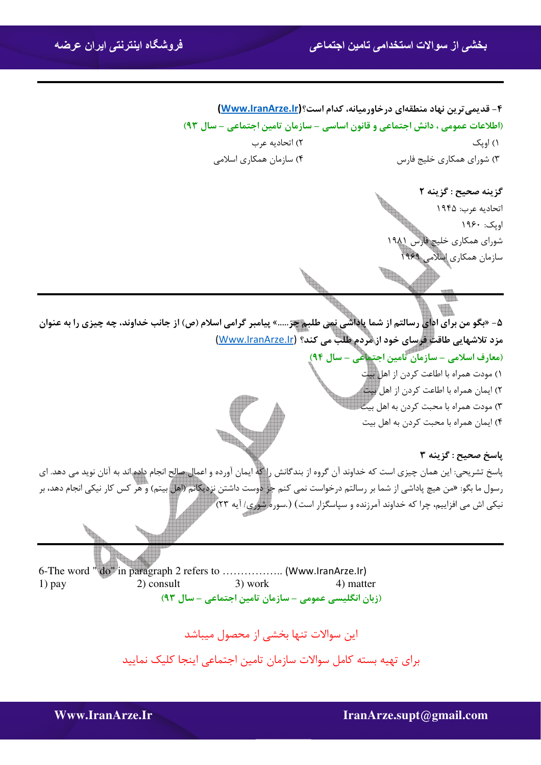**۴- قدیمی‌ترین نهاد منطقه‌ای درخاورمیانه، کدام است؟(Www.IranArze.Ir)**

**(اطلاعات عمومی ، دانش اجتماعی و قانون اساسی – سازمان تامین اجتماعی – سال ۹۳)**

۱) اوپک  
۲) اتحادیه عرب  
۳) شورای همکاری خلیج فارس  
۴) سازمان همکاری اسلامی

**گزینه صحیح : گزینه ۲**

اتحادیه عرب: ۱۹۴۵  
اوپک: ۱۹۶۰  
شورای همکاری خلیج فارس ۱۹۸۱  
سازمان همکاری اسلامی ۱۹۶۹

---

**۵- «بگو من برای ادای رسالتم از شما پاداشی نمی طلبم جز.....» پیامبر گرامی اسلام (ص) از جانب خداوند، چه چیزی را به عنوان مزد تلاشهایی طاقت فرسای خود از مردم طلب می کند؟ (Www.IranArze.Ir)**

**(معارف اسلامی – سازمان تامین اجتماعی – سال ۹۴)**

۱) مودت همراه با اطاعت کردن از اهل بیت  
۲) ایمان همراه با اطاعت کردن از اهل بیت  
۳) مودت همراه با محبت کردن به اهل بیت  
۴) ایمان همراه با محبت کردن به اهل بیت

**پاسخ صحیح : گزینه ۳**

پاسخ تشریحی: این همان چیزی است که خداوند آن گروه از بندگانش را که ایمان آورده و اعمال صالح انجام داده اند به آنان نوید می دهد. ای رسول ما بگو: «من هیچ پاداشی از شما بر رسالتم درخواست نمی کنم جز دوست داشتن نزدیکانم (اهل بیتم) و هر کس کار نیکی انجام دهد، بر نیکی اش می افزاییم، چرا که خداوند آمرزنده و سپاسگزار است) (.سوره شوری/ آیه ۲۳)

---

6-The word " do" in paragraph 2 refers to …………….. (Www.IranArze.Ir)

1) pay  
2) consult  
3) work  
4) matter

**(زبان انگلیسی عمومی – سازمان تامین اجتماعی – سال ۹۳)**

این سوالات تنها بخشی از محصول میباشد

برای تهیه بسته کامل سوالات سازمان تامین اجتماعی اینجا کلیک نمایید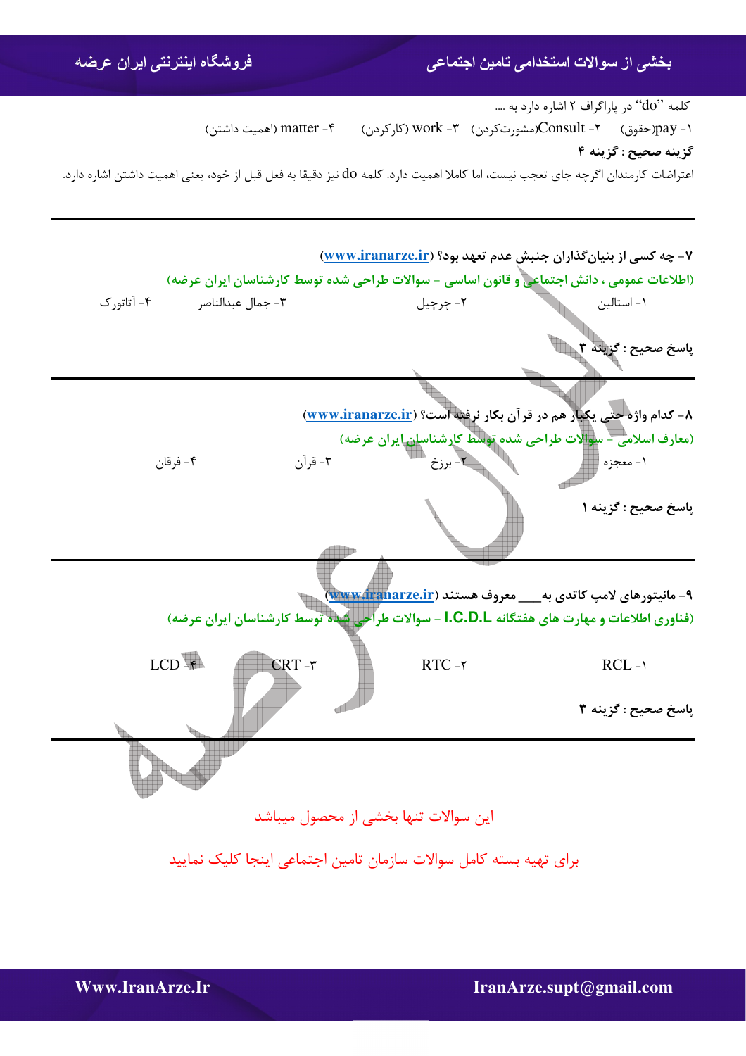کلمه "do" در پاراگراف ۲ اشاره دارد به ....

۱- pay(حقوق)　۲- Consult(مشورت‌کردن)　۳- work (کارکردن)　۴- matter (اهمیت داشتن)

**گزینه صحیح : گزینه ۴**

اعتراضات کارمندان اگرچه جای تعجب نیست، اما کاملا اهمیت دارد. کلمه do نیز دقیقا به فعل قبل از خود، یعنی اهمیت داشتن اشاره دارد.

---

**۷- چه کسی از بنیان‌گذاران جنبش عدم تعهد بود؟ (www.iranarze.ir)**

**(اطلاعات عمومی ، دانش اجتماعی و قانون اساسی - سوالات طراحی شده توسط کارشناسان ایران عرضه)**

۱- استالین　۲- چرچیل　۳- جمال عبدالناصر　۴- آتاتورک

**پاسخ صحیح : گزینه ۳**

---

**۸- کدام واژه حتی یکبار هم در قرآن بکار نرفته است؟ (www.iranarze.ir)**

**(معارف اسلامی - سوالات طراحی شده توسط کارشناسان ایران عرضه)**

۱- معجزه　۲- برزخ　۳- قرآن　۴- فرقان

**پاسخ صحیح : گزینه ۱**

---

**۹- مانیتورهای لامپ کاتدی به\_\_\_\_ معروف هستند (www.iranarze.ir)**

**(فناوری اطلاعات و مهارت های هفتگانه I.C.D.L - سوالات طراحی شده توسط کارشناسان ایران عرضه)**

۱- RCL　۲- RTC　۳- CRT　۴- LCD

**پاسخ صحیح : گزینه ۳**

---

این سوالات تنها بخشی از محصول میباشد

برای تهیه بسته کامل سوالات سازمان تامین اجتماعی اینجا کلیک نمایید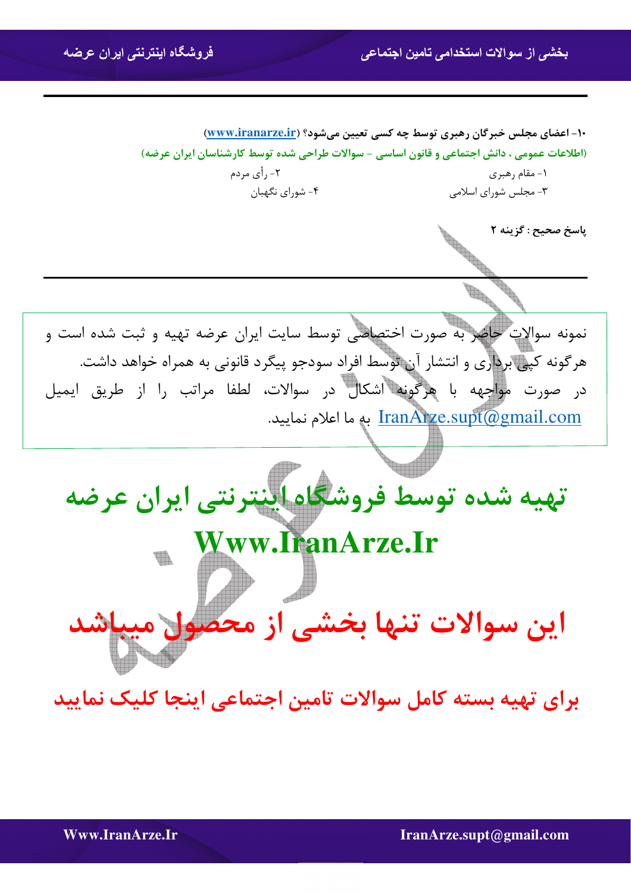**۱۰- اعضای مجلس خبرگان رهبری توسط چه کسی تعیین می‌شود؟ (www.iranarze.ir)**

**(اطلاعات عمومی ، دانش اجتماعی و قانون اساسی - سوالات طراحی شده توسط کارشناسان ایران عرضه)**

۱- مقام رهبری
۲- رأی مردم
۳- مجلس شورای اسلامی
۴- شورای نگهبان

**پاسخ صحیح : گزینه ۲**

---

نمونه سوالات حاضر به صورت اختصاصی توسط سایت ایران عرضه تهیه و ثبت شده است و هرگونه کپی برداری و انتشار آن توسط افراد سودجو پیگرد قانونی به همراه خواهد داشت.
در صورت مواجهه با هرگونه اشکال در سوالات، لطفا مراتب را از طریق ایمیل IranArze.supt@gmail.com به ما اعلام نمایید.

# تهیه شده توسط فروشگاه اینترنتی ایران عرضه

# Www.IranArze.Ir

# این سوالات تنها بخشی از محصول میباشد

## برای تهیه بسته کامل سوالات تامین اجتماعی اینجا کلیک نمایید